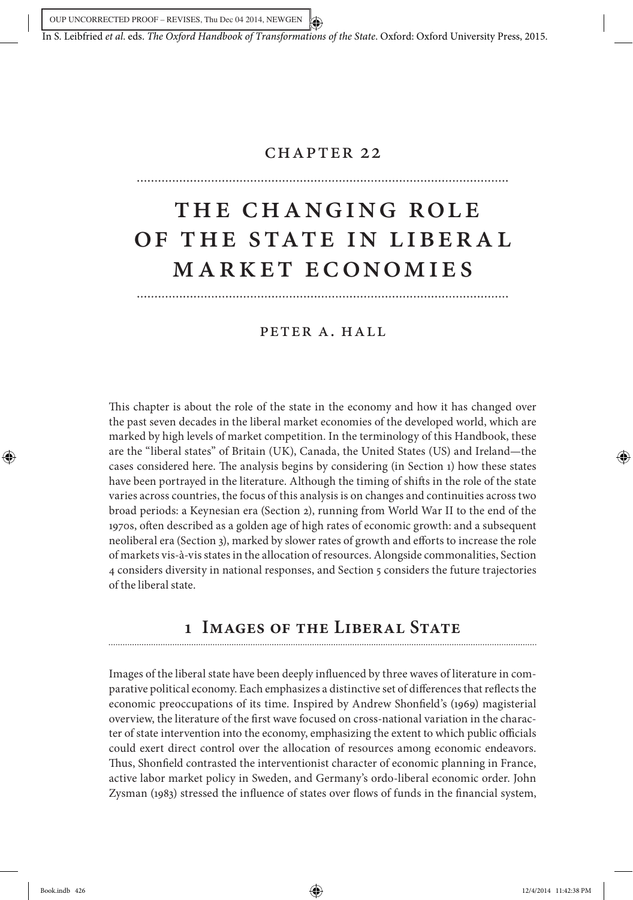In S. Leibfried *et al*. eds. *The Oxford Handbook of Transformations of the State*. Oxford: Oxford University Press, 2015.

# CHAPTER 22

# THE CHANGING ROLE OF THE STATE IN LIBERAL MARKET ECONOMIES

PETER A. HALL

This chapter is about the role of the state in the economy and how it has changed over the past seven decades in the liberal market economies of the developed world, which are marked by high levels of market competition. In the terminology of this Handbook, these are the "liberal states" of Britain (UK), Canada, the United States (US) and Ireland—the cases considered here. The analysis begins by considering (in Section 1) how these states have been portrayed in the literature. Although the timing of shifts in the role of the state varies across countries, the focus of this analysis is on changes and continuities across two broad periods: a Keynesian era (Section 2), running from World War II to the end of the 1970s, often described as a golden age of high rates of economic growth: and a subsequent neoliberal era (Section 3), marked by slower rates of growth and efforts to increase the role of markets vis-à-vis states in the allocation of resources. Alongside commonalities, Section 4 considers diversity in national responses, and Section 5 considers the future trajectories of the liberal state.

## 1 Images of the Liberal State

Images of the liberal state have been deeply influenced by three waves of literature in comparative political economy. Each emphasizes a distinctive set of differences that reflects the economic preoccupations of its time. Inspired by Andrew Shonfield's (1969) magisterial overview, the literature of the first wave focused on cross-national variation in the character of state intervention into the economy, emphasizing the extent to which public officials could exert direct control over the allocation of resources among economic endeavors. Thus, Shonfield contrasted the interventionist character of economic planning in France, active labor market policy in Sweden, and Germany's ordo-liberal economic order. John Zysman (1983) stressed the influence of states over flows of funds in the financial system,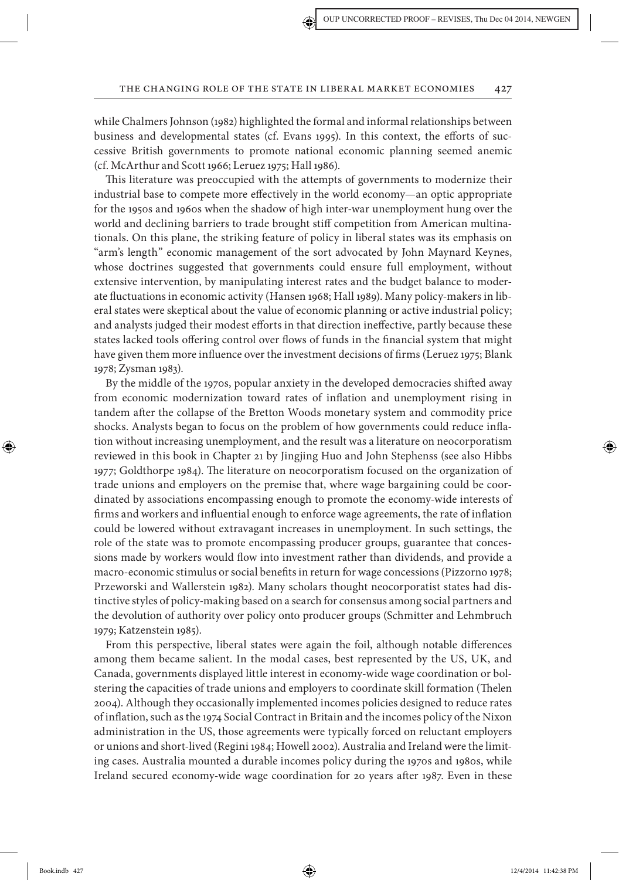while Chalmers Johnson (1982) highlighted the formal and informal relationships between business and developmental states (cf. Evans 1995). In this context, the efforts of successive British governments to promote national economic planning seemed anemic (cf. McArthur and Scott 1966; Leruez 1975; Hall 1986).

This literature was preoccupied with the attempts of governments to modernize their industrial base to compete more effectively in the world economy—an optic appropriate for the 1950s and 1960s when the shadow of high inter-war unemployment hung over the world and declining barriers to trade brought stiff competition from American multinationals. On this plane, the striking feature of policy in liberal states was its emphasis on "arm's length" economic management of the sort advocated by John Maynard Keynes, whose doctrines suggested that governments could ensure full employment, without extensive intervention, by manipulating interest rates and the budget balance to moderate fluctuations in economic activity (Hansen 1968; Hall 1989). Many policy-makers in liberal states were skeptical about the value of economic planning or active industrial policy; and analysts judged their modest efforts in that direction ineffective, partly because these states lacked tools offering control over flows of funds in the financial system that might have given them more influence over the investment decisions of firms (Leruez 1975; Blank 1978; Zysman 1983).

By the middle of the 1970s, popular anxiety in the developed democracies shifted away from economic modernization toward rates of inflation and unemployment rising in tandem after the collapse of the Bretton Woods monetary system and commodity price shocks. Analysts began to focus on the problem of how governments could reduce inflation without increasing unemployment, and the result was a literature on neocorporatism reviewed in this book in Chapter 21 by Jingjing Huo and John Stephenss (see also Hibbs 1977; Goldthorpe 1984). The literature on neocorporatism focused on the organization of trade unions and employers on the premise that, where wage bargaining could be coordinated by associations encompassing enough to promote the economy-wide interests of firms and workers and influential enough to enforce wage agreements, the rate of inflation could be lowered without extravagant increases in unemployment. In such settings, the role of the state was to promote encompassing producer groups, guarantee that concessions made by workers would flow into investment rather than dividends, and provide a macro-economic stimulus or social benefits in return for wage concessions (Pizzorno 1978; Przeworski and Wallerstein 1982). Many scholars thought neocorporatist states had distinctive styles of policy-making based on a search for consensus among social partners and the devolution of authority over policy onto producer groups (Schmitter and Lehmbruch 1979; Katzenstein 1985).

From this perspective, liberal states were again the foil, although notable differences among them became salient. In the modal cases, best represented by the US, UK, and Canada, governments displayed little interest in economy-wide wage coordination or bolstering the capacities of trade unions and employers to coordinate skill formation (Thelen 2004). Although they occasionally implemented incomes policies designed to reduce rates of inflation, such as the 1974 Social Contract in Britain and the incomes policy of the Nixon administration in the US, those agreements were typically forced on reluctant employers or unions and short-lived (Regini 1984; Howell 2002). Australia and Ireland were the limiting cases. Australia mounted a durable incomes policy during the 1970s and 1980s, while Ireland secured economy-wide wage coordination for 20 years after 1987. Even in these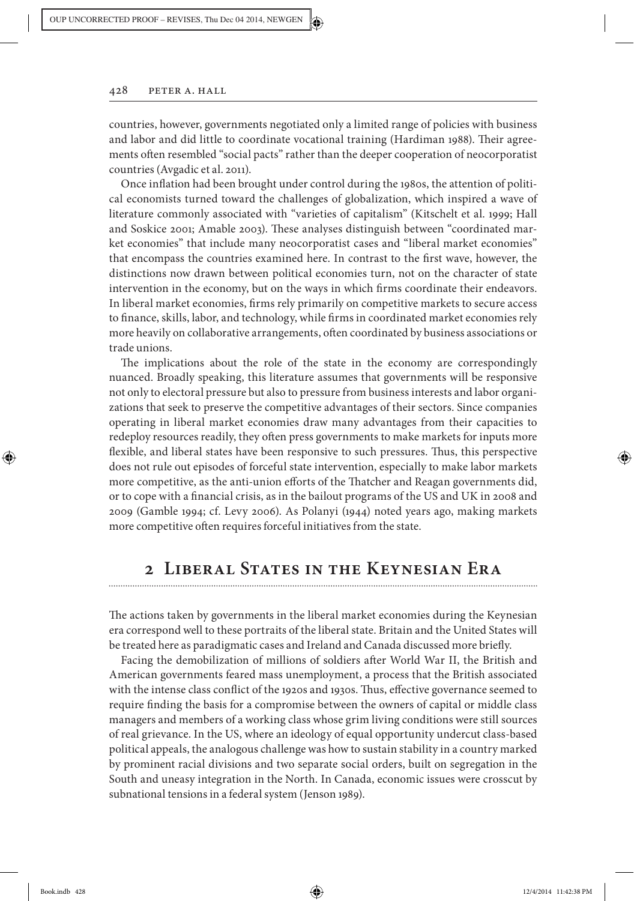countries, however, governments negotiated only a limited range of policies with business and labor and did little to coordinate vocational training (Hardiman 1988). Their agreements often resembled "social pacts" rather than the deeper cooperation of neocorporatist countries (Avgadic et al. 2011).

Once inflation had been brought under control during the 1980s, the attention of political economists turned toward the challenges of globalization, which inspired a wave of literature commonly associated with "varieties of capitalism" (Kitschelt et al. 1999; Hall and Soskice 2001; Amable 2003). These analyses distinguish between "coordinated market economies" that include many neocorporatist cases and "liberal market economies" that encompass the countries examined here. In contrast to the first wave, however, the distinctions now drawn between political economies turn, not on the character of state intervention in the economy, but on the ways in which firms coordinate their endeavors. In liberal market economies, firms rely primarily on competitive markets to secure access to finance, skills, labor, and technology, while firms in coordinated market economies rely more heavily on collaborative arrangements, often coordinated by business associations or trade unions.

The implications about the role of the state in the economy are correspondingly nuanced. Broadly speaking, this literature assumes that governments will be responsive not only to electoral pressure but also to pressure from business interests and labor organizations that seek to preserve the competitive advantages of their sectors. Since companies operating in liberal market economies draw many advantages from their capacities to redeploy resources readily, they often press governments to make markets for inputs more flexible, and liberal states have been responsive to such pressures. Thus, this perspective does not rule out episodes of forceful state intervention, especially to make labor markets more competitive, as the anti-union efforts of the Thatcher and Reagan governments did, or to cope with a financial crisis, as in the bailout programs of the US and UK in 2008 and 2009 (Gamble 1994; cf. Levy 2006). As Polanyi (1944) noted years ago, making markets more competitive often requires forceful initiatives from the state.

## 2 Liberal States in the Keynesian Era

The actions taken by governments in the liberal market economies during the Keynesian era correspond well to these portraits of the liberal state. Britain and the United States will be treated here as paradigmatic cases and Ireland and Canada discussed more briefly.

Facing the demobilization of millions of soldiers after World War II, the British and American governments feared mass unemployment, a process that the British associated with the intense class conflict of the 1920s and 1930s. Thus, effective governance seemed to require finding the basis for a compromise between the owners of capital or middle class managers and members of a working class whose grim living conditions were still sources of real grievance. In the US, where an ideology of equal opportunity undercut class-based political appeals, the analogous challenge was how to sustain stability in a country marked by prominent racial divisions and two separate social orders, built on segregation in the South and uneasy integration in the North. In Canada, economic issues were crosscut by subnational tensions in a federal system (Jenson 1989).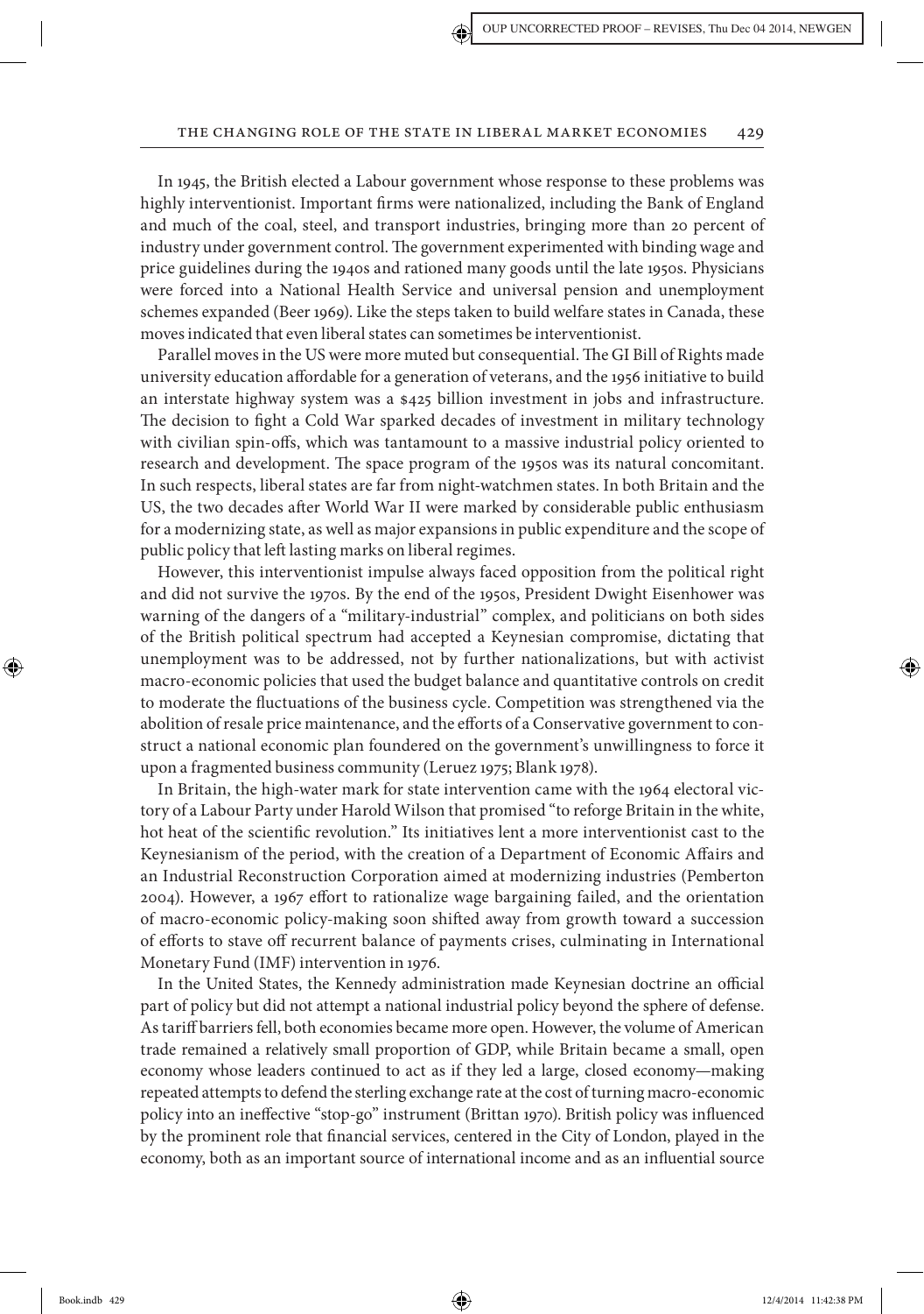In 1945, the British elected a Labour government whose response to these problems was highly interventionist. Important firms were nationalized, including the Bank of England and much of the coal, steel, and transport industries, bringing more than 20 percent of industry under government control. The government experimented with binding wage and price guidelines during the 1940s and rationed many goods until the late 1950s. Physicians were forced into a National Health Service and universal pension and unemployment schemes expanded (Beer 1969). Like the steps taken to build welfare states in Canada, these moves indicated that even liberal states can sometimes be interventionist.

Parallel moves in the US were more muted but consequential. The GI Bill of Rights made university education affordable for a generation of veterans, and the 1956 initiative to build an interstate highway system was a $425 billion investment in jobs and infrastructure. The decision to fight a Cold War sparked decades of investment in military technology with civilian spin-offs, which was tantamount to a massive industrial policy oriented to research and development. The space program of the 1950s was its natural concomitant. In such respects, liberal states are far from night-watchmen states. In both Britain and the US, the two decades after World War II were marked by considerable public enthusiasm for a modernizing state, as well as major expansions in public expenditure and the scope of public policy that left lasting marks on liberal regimes.

However, this interventionist impulse always faced opposition from the political right and did not survive the 1970s. By the end of the 1950s, President Dwight Eisenhower was warning of the dangers of a "military-industrial" complex, and politicians on both sides of the British political spectrum had accepted a Keynesian compromise, dictating that unemployment was to be addressed, not by further nationalizations, but with activist macro-economic policies that used the budget balance and quantitative controls on credit to moderate the fluctuations of the business cycle. Competition was strengthened via the abolition of resale price maintenance, and the efforts of a Conservative government to construct a national economic plan foundered on the government's unwillingness to force it upon a fragmented business community (Leruez 1975; Blank 1978).

In Britain, the high-water mark for state intervention came with the 1964 electoral victory of a Labour Party under Harold Wilson that promised "to reforge Britain in the white, hot heat of the scientific revolution." Its initiatives lent a more interventionist cast to the Keynesianism of the period, with the creation of a Department of Economic Affairs and an Industrial Reconstruction Corporation aimed at modernizing industries (Pemberton 2004). However, a 1967 effort to rationalize wage bargaining failed, and the orientation of macro-economic policy-making soon shifted away from growth toward a succession of efforts to stave off recurrent balance of payments crises, culminating in International Monetary Fund (IMF) intervention in 1976.

In the United States, the Kennedy administration made Keynesian doctrine an official part of policy but did not attempt a national industrial policy beyond the sphere of defense. As tariff barriers fell, both economies became more open. However, the volume of American trade remained a relatively small proportion of GDP, while Britain became a small, open economy whose leaders continued to act as if they led a large, closed economy—making repeated attempts to defend the sterling exchange rate at the cost of turning macro-economic policy into an ineffective "stop-go" instrument (Brittan 1970). British policy was influenced by the prominent role that financial services, centered in the City of London, played in the economy, both as an important source of international income and as an influential source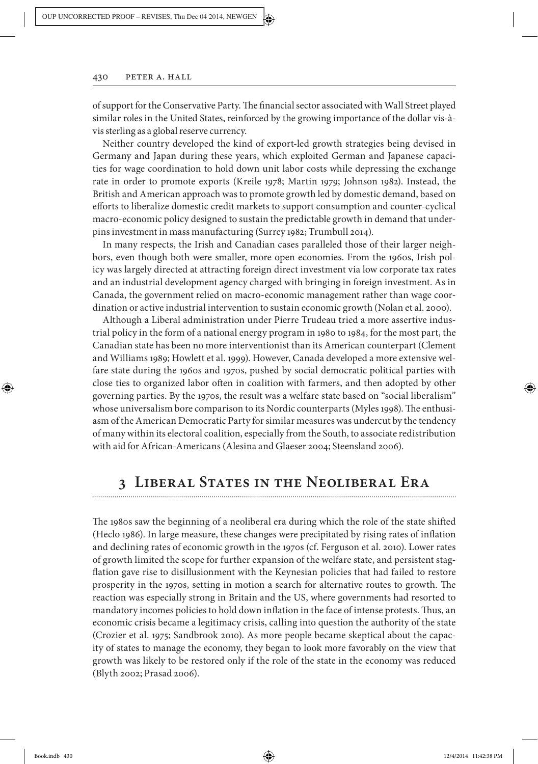of support for the Conservative Party. The financial sector associated with Wall Street played similar roles in the United States, reinforced by the growing importance of the dollar vis-à-vis sterling as a global reserve currency.

Neither country developed the kind of export-led growth strategies being devised in Germany and Japan during these years, which exploited German and Japanese capacities for wage coordination to hold down unit labor costs while depressing the exchange rate in order to promote exports (Kreile 1978; Martin 1979; Johnson 1982). Instead, the British and American approach was to promote growth led by domestic demand, based on efforts to liberalize domestic credit markets to support consumption and counter-cyclical macro-economic policy designed to sustain the predictable growth in demand that underpins investment in mass manufacturing (Surrey 1982; Trumbull 2014).

In many respects, the Irish and Canadian cases paralleled those of their larger neighbors, even though both were smaller, more open economies. From the 1960s, Irish policy was largely directed at attracting foreign direct investment via low corporate tax rates and an industrial development agency charged with bringing in foreign investment. As in Canada, the government relied on macro-economic management rather than wage coordination or active industrial intervention to sustain economic growth (Nolan et al. 2000).

Although a Liberal administration under Pierre Trudeau tried a more assertive industrial policy in the form of a national energy program in 1980 to 1984, for the most part, the Canadian state has been no more interventionist than its American counterpart (Clement and Williams 1989; Howlett et al. 1999). However, Canada developed a more extensive welfare state during the 1960s and 1970s, pushed by social democratic political parties with close ties to organized labor often in coalition with farmers, and then adopted by other governing parties. By the 1970s, the result was a welfare state based on "social liberalism" whose universalism bore comparison to its Nordic counterparts (Myles 1998). The enthusiasm of the American Democratic Party for similar measures was undercut by the tendency of many within its electoral coalition, especially from the South, to associate redistribution with aid for African-Americans (Alesina and Glaeser 2004; Steensland 2006).

## 3 Liberal States in the Neoliberal Era

The 1980s saw the beginning of a neoliberal era during which the role of the state shifted (Heclo 1986). In large measure, these changes were precipitated by rising rates of inflation and declining rates of economic growth in the 1970s (cf. Ferguson et al. 2010). Lower rates of growth limited the scope for further expansion of the welfare state, and persistent stagflation gave rise to disillusionment with the Keynesian policies that had failed to restore prosperity in the 1970s, setting in motion a search for alternative routes to growth. The reaction was especially strong in Britain and the US, where governments had resorted to mandatory incomes policies to hold down inflation in the face of intense protests. Thus, an economic crisis became a legitimacy crisis, calling into question the authority of the state (Crozier et al. 1975; Sandbrook 2010). As more people became skeptical about the capacity of states to manage the economy, they began to look more favorably on the view that growth was likely to be restored only if the role of the state in the economy was reduced (Blyth 2002; Prasad 2006).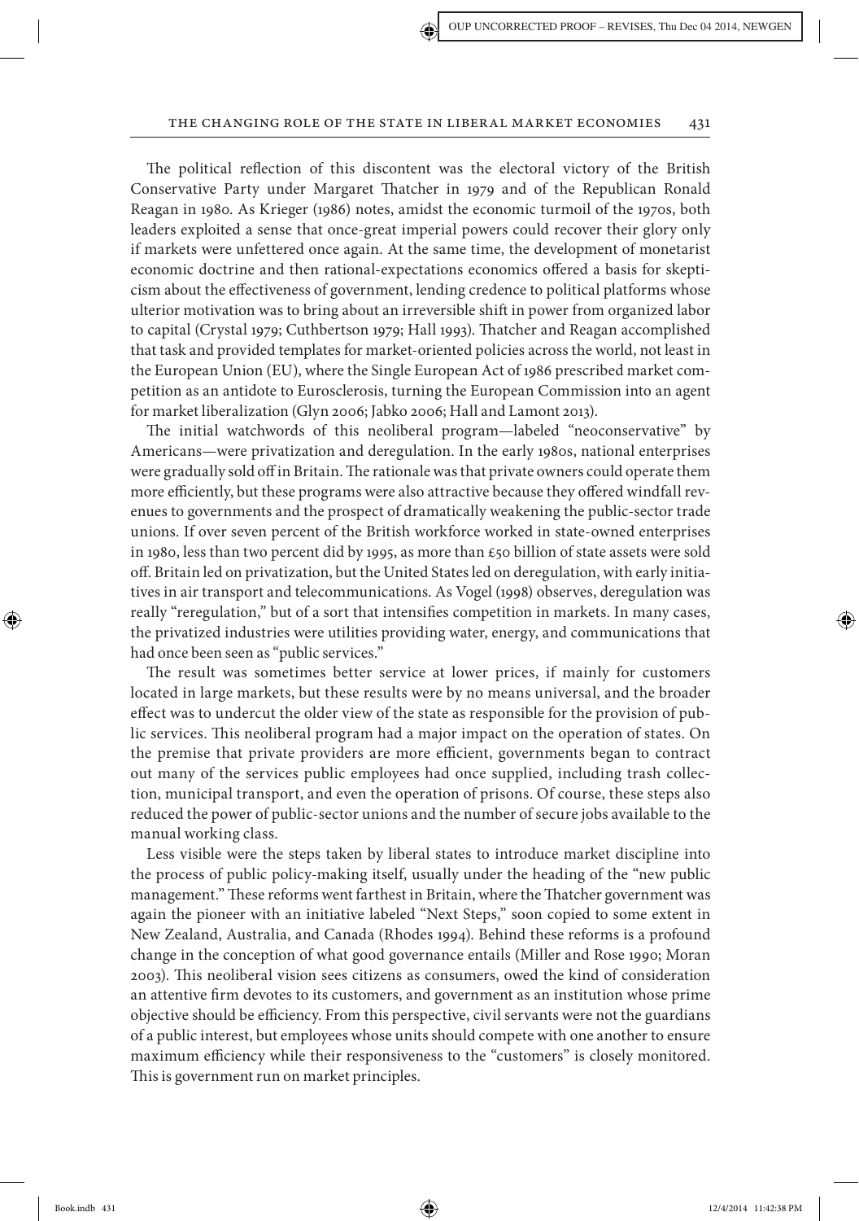The political reflection of this discontent was the electoral victory of the British Conservative Party under Margaret Thatcher in 1979 and of the Republican Ronald Reagan in 1980. As Krieger (1986) notes, amidst the economic turmoil of the 1970s, both leaders exploited a sense that once-great imperial powers could recover their glory only if markets were unfettered once again. At the same time, the development of monetarist economic doctrine and then rational-expectations economics offered a basis for skepticism about the effectiveness of government, lending credence to political platforms whose ulterior motivation was to bring about an irreversible shift in power from organized labor to capital (Crystal 1979; Cuthbertson 1979; Hall 1993). Thatcher and Reagan accomplished that task and provided templates for market-oriented policies across the world, not least in the European Union (EU), where the Single European Act of 1986 prescribed market competition as an antidote to Eurosclerosis, turning the European Commission into an agent for market liberalization (Glyn 2006; Jabko 2006; Hall and Lamont 2013).

The initial watchwords of this neoliberal program—labeled "neoconservative" by Americans—were privatization and deregulation. In the early 1980s, national enterprises were gradually sold off in Britain. The rationale was that private owners could operate them more efficiently, but these programs were also attractive because they offered windfall revenues to governments and the prospect of dramatically weakening the public-sector trade unions. If over seven percent of the British workforce worked in state-owned enterprises in 1980, less than two percent did by 1995, as more than £50 billion of state assets were sold off. Britain led on privatization, but the United States led on deregulation, with early initiatives in air transport and telecommunications. As Vogel (1998) observes, deregulation was really "reregulation," but of a sort that intensifies competition in markets. In many cases, the privatized industries were utilities providing water, energy, and communications that had once been seen as "public services."

The result was sometimes better service at lower prices, if mainly for customers located in large markets, but these results were by no means universal, and the broader effect was to undercut the older view of the state as responsible for the provision of public services. This neoliberal program had a major impact on the operation of states. On the premise that private providers are more efficient, governments began to contract out many of the services public employees had once supplied, including trash collection, municipal transport, and even the operation of prisons. Of course, these steps also reduced the power of public-sector unions and the number of secure jobs available to the manual working class.

Less visible were the steps taken by liberal states to introduce market discipline into the process of public policy-making itself, usually under the heading of the "new public management." These reforms went farthest in Britain, where the Thatcher government was again the pioneer with an initiative labeled "Next Steps," soon copied to some extent in New Zealand, Australia, and Canada (Rhodes 1994). Behind these reforms is a profound change in the conception of what good governance entails (Miller and Rose 1990; Moran 2003). This neoliberal vision sees citizens as consumers, owed the kind of consideration an attentive firm devotes to its customers, and government as an institution whose prime objective should be efficiency. From this perspective, civil servants were not the guardians of a public interest, but employees whose units should compete with one another to ensure maximum efficiency while their responsiveness to the "customers" is closely monitored. This is government run on market principles.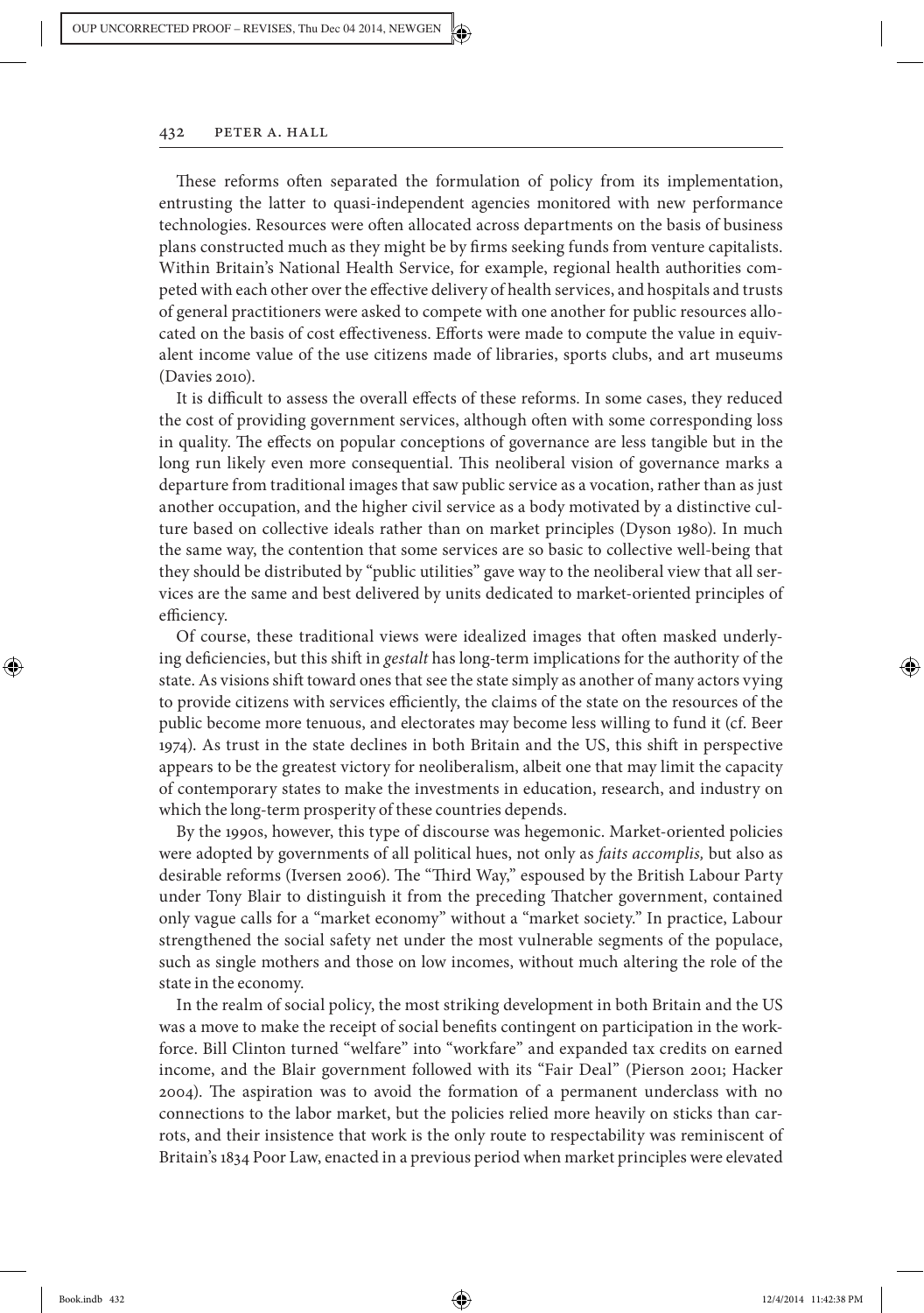These reforms often separated the formulation of policy from its implementation, entrusting the latter to quasi-independent agencies monitored with new performance technologies. Resources were often allocated across departments on the basis of business plans constructed much as they might be by firms seeking funds from venture capitalists. Within Britain's National Health Service, for example, regional health authorities competed with each other over the effective delivery of health services, and hospitals and trusts of general practitioners were asked to compete with one another for public resources allocated on the basis of cost effectiveness. Efforts were made to compute the value in equivalent income value of the use citizens made of libraries, sports clubs, and art museums (Davies 2010).

It is difficult to assess the overall effects of these reforms. In some cases, they reduced the cost of providing government services, although often with some corresponding loss in quality. The effects on popular conceptions of governance are less tangible but in the long run likely even more consequential. This neoliberal vision of governance marks a departure from traditional images that saw public service as a vocation, rather than as just another occupation, and the higher civil service as a body motivated by a distinctive culture based on collective ideals rather than on market principles (Dyson 1980). In much the same way, the contention that some services are so basic to collective well-being that they should be distributed by "public utilities" gave way to the neoliberal view that all services are the same and best delivered by units dedicated to market-oriented principles of efficiency.

Of course, these traditional views were idealized images that often masked underlying deficiencies, but this shift in *gestalt* has long-term implications for the authority of the state. As visions shift toward ones that see the state simply as another of many actors vying to provide citizens with services efficiently, the claims of the state on the resources of the public become more tenuous, and electorates may become less willing to fund it (cf. Beer 1974). As trust in the state declines in both Britain and the US, this shift in perspective appears to be the greatest victory for neoliberalism, albeit one that may limit the capacity of contemporary states to make the investments in education, research, and industry on which the long-term prosperity of these countries depends.

By the 1990s, however, this type of discourse was hegemonic. Market-oriented policies were adopted by governments of all political hues, not only as *faits accomplis,* but also as desirable reforms (Iversen 2006). The "Third Way," espoused by the British Labour Party under Tony Blair to distinguish it from the preceding Thatcher government, contained only vague calls for a "market economy" without a "market society." In practice, Labour strengthened the social safety net under the most vulnerable segments of the populace, such as single mothers and those on low incomes, without much altering the role of the state in the economy.

In the realm of social policy, the most striking development in both Britain and the US was a move to make the receipt of social benefits contingent on participation in the workforce. Bill Clinton turned "welfare" into "workfare" and expanded tax credits on earned income, and the Blair government followed with its "Fair Deal" (Pierson 2001; Hacker 2004). The aspiration was to avoid the formation of a permanent underclass with no connections to the labor market, but the policies relied more heavily on sticks than carrots, and their insistence that work is the only route to respectability was reminiscent of Britain's 1834 Poor Law, enacted in a previous period when market principles were elevated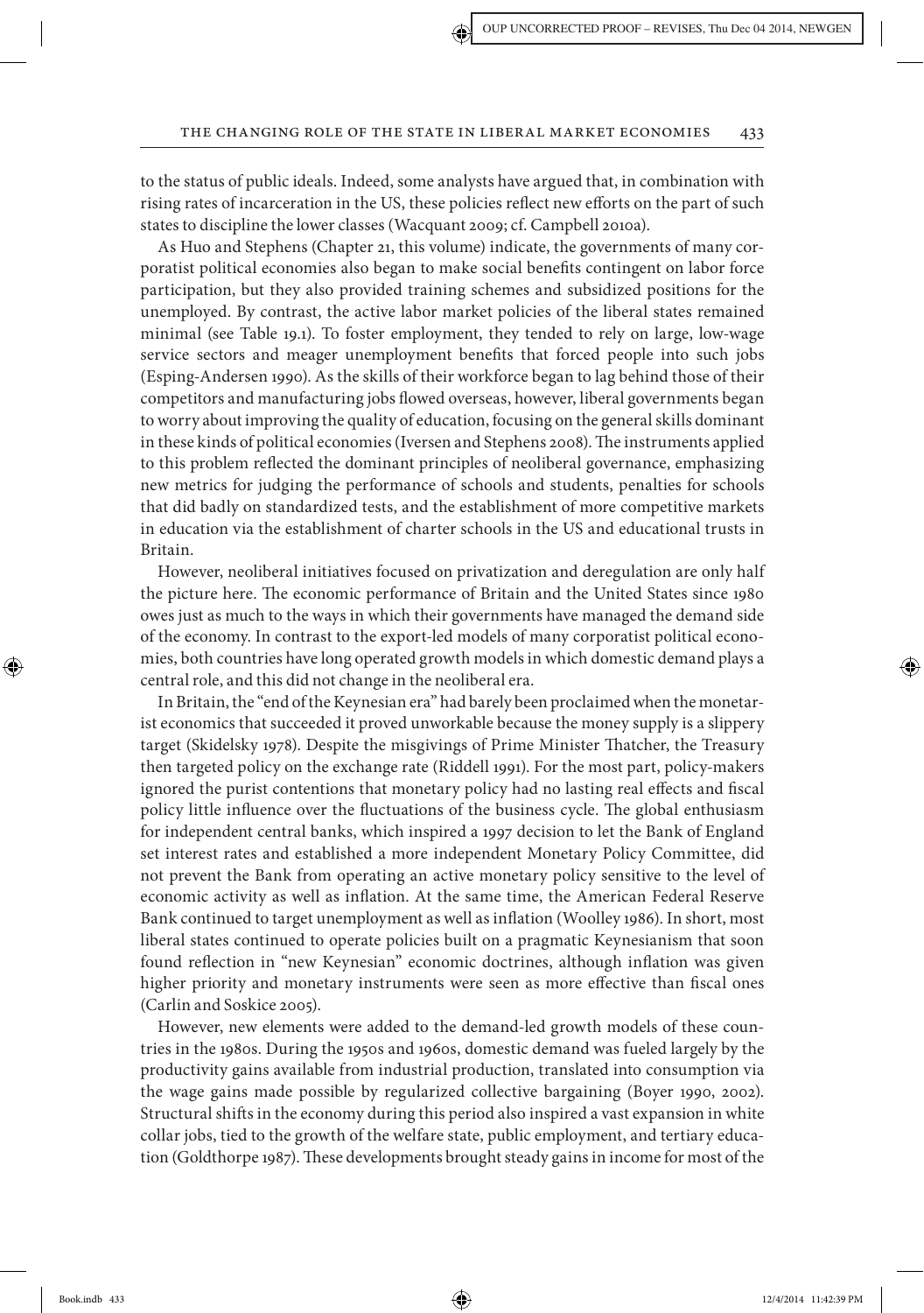to the status of public ideals. Indeed, some analysts have argued that, in combination with rising rates of incarceration in the US, these policies reflect new efforts on the part of such states to discipline the lower classes (Wacquant 2009; cf. Campbell 2010a).

As Huo and Stephens (Chapter 21, this volume) indicate, the governments of many corporatist political economies also began to make social benefits contingent on labor force participation, but they also provided training schemes and subsidized positions for the unemployed. By contrast, the active labor market policies of the liberal states remained minimal (see Table 19.1). To foster employment, they tended to rely on large, low-wage service sectors and meager unemployment benefits that forced people into such jobs (Esping-Andersen 1990). As the skills of their workforce began to lag behind those of their competitors and manufacturing jobs flowed overseas, however, liberal governments began to worry about improving the quality of education, focusing on the general skills dominant in these kinds of political economies (Iversen and Stephens 2008). The instruments applied to this problem reflected the dominant principles of neoliberal governance, emphasizing new metrics for judging the performance of schools and students, penalties for schools that did badly on standardized tests, and the establishment of more competitive markets in education via the establishment of charter schools in the US and educational trusts in Britain.

However, neoliberal initiatives focused on privatization and deregulation are only half the picture here. The economic performance of Britain and the United States since 1980 owes just as much to the ways in which their governments have managed the demand side of the economy. In contrast to the export-led models of many corporatist political economies, both countries have long operated growth models in which domestic demand plays a central role, and this did not change in the neoliberal era.

In Britain, the "end of the Keynesian era" had barely been proclaimed when the monetarist economics that succeeded it proved unworkable because the money supply is a slippery target (Skidelsky 1978). Despite the misgivings of Prime Minister Thatcher, the Treasury then targeted policy on the exchange rate (Riddell 1991). For the most part, policy-makers ignored the purist contentions that monetary policy had no lasting real effects and fiscal policy little influence over the fluctuations of the business cycle. The global enthusiasm for independent central banks, which inspired a 1997 decision to let the Bank of England set interest rates and established a more independent Monetary Policy Committee, did not prevent the Bank from operating an active monetary policy sensitive to the level of economic activity as well as inflation. At the same time, the American Federal Reserve Bank continued to target unemployment as well as inflation (Woolley 1986). In short, most liberal states continued to operate policies built on a pragmatic Keynesianism that soon found reflection in "new Keynesian" economic doctrines, although inflation was given higher priority and monetary instruments were seen as more effective than fiscal ones (Carlin and Soskice 2005).

However, new elements were added to the demand-led growth models of these countries in the 1980s. During the 1950s and 1960s, domestic demand was fueled largely by the productivity gains available from industrial production, translated into consumption via the wage gains made possible by regularized collective bargaining (Boyer 1990, 2002). Structural shifts in the economy during this period also inspired a vast expansion in white collar jobs, tied to the growth of the welfare state, public employment, and tertiary education (Goldthorpe 1987). These developments brought steady gains in income for most of the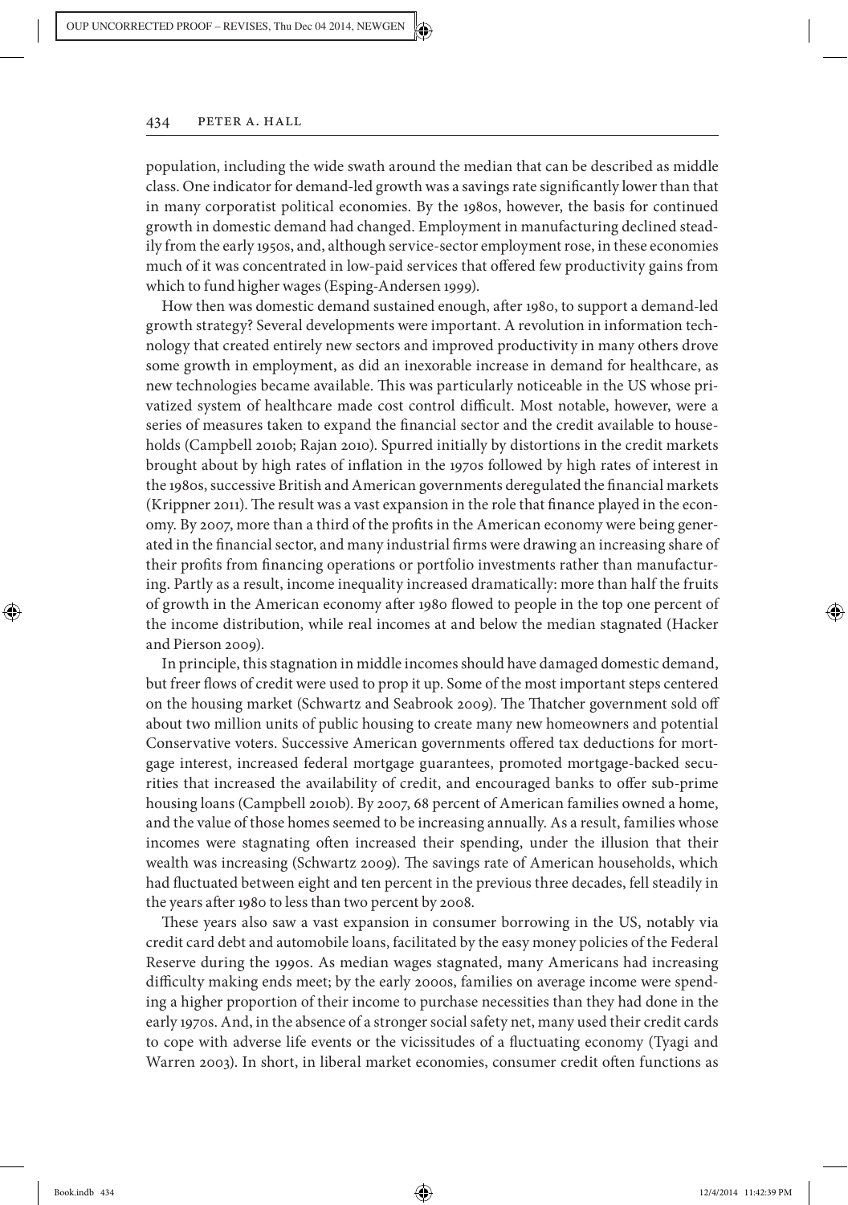population, including the wide swath around the median that can be described as middle class. One indicator for demand-led growth was a savings rate significantly lower than that in many corporatist political economies. By the 1980s, however, the basis for continued growth in domestic demand had changed. Employment in manufacturing declined steadily from the early 1950s, and, although service-sector employment rose, in these economies much of it was concentrated in low-paid services that offered few productivity gains from which to fund higher wages (Esping-Andersen 1999).

How then was domestic demand sustained enough, after 1980, to support a demand-led growth strategy? Several developments were important. A revolution in information technology that created entirely new sectors and improved productivity in many others drove some growth in employment, as did an inexorable increase in demand for healthcare, as new technologies became available. This was particularly noticeable in the US whose privatized system of healthcare made cost control difficult. Most notable, however, were a series of measures taken to expand the financial sector and the credit available to households (Campbell 2010b; Rajan 2010). Spurred initially by distortions in the credit markets brought about by high rates of inflation in the 1970s followed by high rates of interest in the 1980s, successive British and American governments deregulated the financial markets (Krippner 2011). The result was a vast expansion in the role that finance played in the economy. By 2007, more than a third of the profits in the American economy were being generated in the financial sector, and many industrial firms were drawing an increasing share of their profits from financing operations or portfolio investments rather than manufacturing. Partly as a result, income inequality increased dramatically: more than half the fruits of growth in the American economy after 1980 flowed to people in the top one percent of the income distribution, while real incomes at and below the median stagnated (Hacker and Pierson 2009).

In principle, this stagnation in middle incomes should have damaged domestic demand, but freer flows of credit were used to prop it up. Some of the most important steps centered on the housing market (Schwartz and Seabrook 2009). The Thatcher government sold off about two million units of public housing to create many new homeowners and potential Conservative voters. Successive American governments offered tax deductions for mortgage interest, increased federal mortgage guarantees, promoted mortgage-backed securities that increased the availability of credit, and encouraged banks to offer sub-prime housing loans (Campbell 2010b). By 2007, 68 percent of American families owned a home, and the value of those homes seemed to be increasing annually. As a result, families whose incomes were stagnating often increased their spending, under the illusion that their wealth was increasing (Schwartz 2009). The savings rate of American households, which had fluctuated between eight and ten percent in the previous three decades, fell steadily in the years after 1980 to less than two percent by 2008.

These years also saw a vast expansion in consumer borrowing in the US, notably via credit card debt and automobile loans, facilitated by the easy money policies of the Federal Reserve during the 1990s. As median wages stagnated, many Americans had increasing difficulty making ends meet; by the early 2000s, families on average income were spending a higher proportion of their income to purchase necessities than they had done in the early 1970s. And, in the absence of a stronger social safety net, many used their credit cards to cope with adverse life events or the vicissitudes of a fluctuating economy (Tyagi and Warren 2003). In short, in liberal market economies, consumer credit often functions as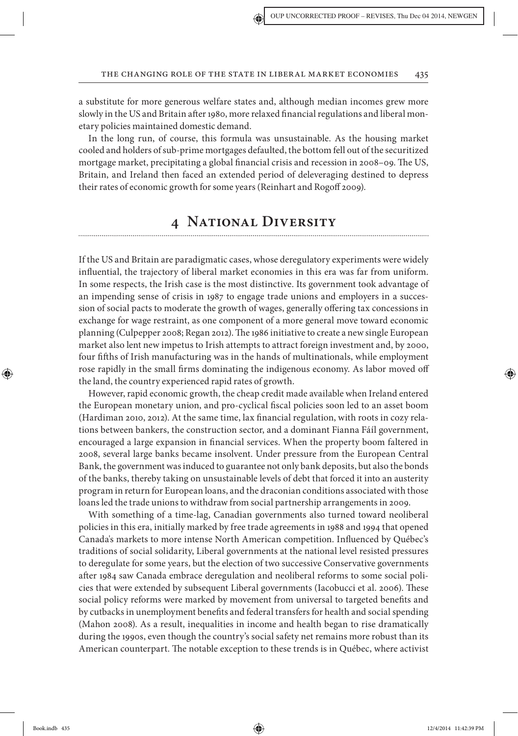a substitute for more generous welfare states and, although median incomes grew more slowly in the US and Britain after 1980, more relaxed financial regulations and liberal monetary policies maintained domestic demand.

In the long run, of course, this formula was unsustainable. As the housing market cooled and holders of sub-prime mortgages defaulted, the bottom fell out of the securitized mortgage market, precipitating a global financial crisis and recession in 2008–09. The US, Britain, and Ireland then faced an extended period of deleveraging destined to depress their rates of economic growth for some years (Reinhart and Rogoff 2009).

## 4 National Diversity

If the US and Britain are paradigmatic cases, whose deregulatory experiments were widely influential, the trajectory of liberal market economies in this era was far from uniform. In some respects, the Irish case is the most distinctive. Its government took advantage of an impending sense of crisis in 1987 to engage trade unions and employers in a succession of social pacts to moderate the growth of wages, generally offering tax concessions in exchange for wage restraint, as one component of a more general move toward economic planning (Culpepper 2008; Regan 2012). The 1986 initiative to create a new single European market also lent new impetus to Irish attempts to attract foreign investment and, by 2000, four fifths of Irish manufacturing was in the hands of multinationals, while employment rose rapidly in the small firms dominating the indigenous economy. As labor moved off the land, the country experienced rapid rates of growth.

However, rapid economic growth, the cheap credit made available when Ireland entered the European monetary union, and pro-cyclical fiscal policies soon led to an asset boom (Hardiman 2010, 2012). At the same time, lax financial regulation, with roots in cozy relations between bankers, the construction sector, and a dominant Fianna Fáíl government, encouraged a large expansion in financial services. When the property boom faltered in 2008, several large banks became insolvent. Under pressure from the European Central Bank, the government was induced to guarantee not only bank deposits, but also the bonds of the banks, thereby taking on unsustainable levels of debt that forced it into an austerity program in return for European loans, and the draconian conditions associated with those loans led the trade unions to withdraw from social partnership arrangements in 2009.

With something of a time-lag, Canadian governments also turned toward neoliberal policies in this era, initially marked by free trade agreements in 1988 and 1994 that opened Canada's markets to more intense North American competition. Influenced by Québec's traditions of social solidarity, Liberal governments at the national level resisted pressures to deregulate for some years, but the election of two successive Conservative governments after 1984 saw Canada embrace deregulation and neoliberal reforms to some social policies that were extended by subsequent Liberal governments (Iacobucci et al. 2006). These social policy reforms were marked by movement from universal to targeted benefits and by cutbacks in unemployment benefits and federal transfers for health and social spending (Mahon 2008). As a result, inequalities in income and health began to rise dramatically during the 1990s, even though the country's social safety net remains more robust than its American counterpart. The notable exception to these trends is in Québec, where activist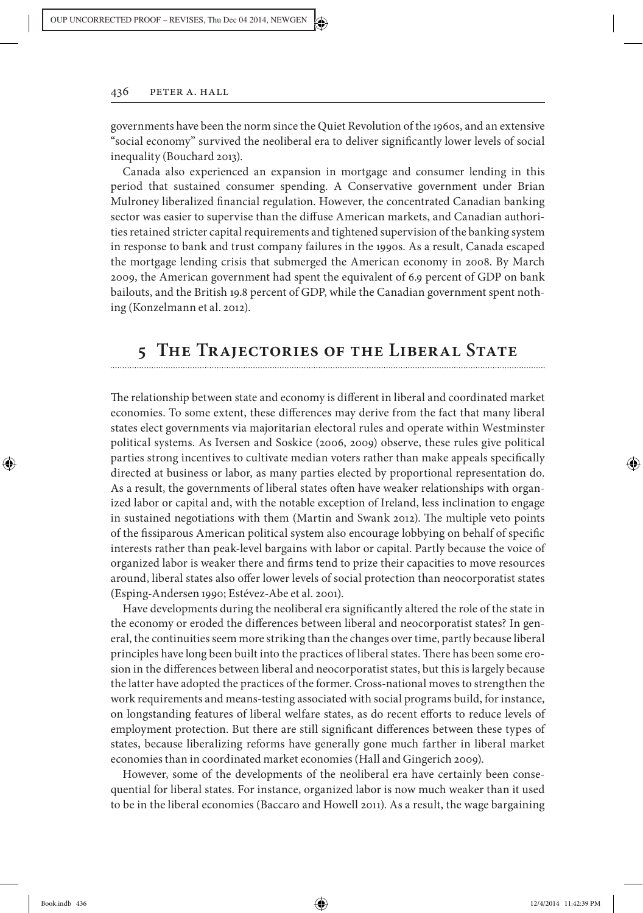governments have been the norm since the Quiet Revolution of the 1960s, and an extensive "social economy" survived the neoliberal era to deliver significantly lower levels of social inequality (Bouchard 2013).

Canada also experienced an expansion in mortgage and consumer lending in this period that sustained consumer spending. A Conservative government under Brian Mulroney liberalized financial regulation. However, the concentrated Canadian banking sector was easier to supervise than the diffuse American markets, and Canadian authorities retained stricter capital requirements and tightened supervision of the banking system in response to bank and trust company failures in the 1990s. As a result, Canada escaped the mortgage lending crisis that submerged the American economy in 2008. By March 2009, the American government had spent the equivalent of 6.9 percent of GDP on bank bailouts, and the British 19.8 percent of GDP, while the Canadian government spent nothing (Konzelmann et al. 2012).

## 5 The Trajectories of the Liberal State

The relationship between state and economy is different in liberal and coordinated market economies. To some extent, these differences may derive from the fact that many liberal states elect governments via majoritarian electoral rules and operate within Westminster political systems. As Iversen and Soskice (2006, 2009) observe, these rules give political parties strong incentives to cultivate median voters rather than make appeals specifically directed at business or labor, as many parties elected by proportional representation do. As a result, the governments of liberal states often have weaker relationships with organized labor or capital and, with the notable exception of Ireland, less inclination to engage in sustained negotiations with them (Martin and Swank 2012). The multiple veto points of the fissiparous American political system also encourage lobbying on behalf of specific interests rather than peak-level bargains with labor or capital. Partly because the voice of organized labor is weaker there and firms tend to prize their capacities to move resources around, liberal states also offer lower levels of social protection than neocorporatist states (Esping-Andersen 1990; Estévez-Abe et al. 2001).

Have developments during the neoliberal era significantly altered the role of the state in the economy or eroded the differences between liberal and neocorporatist states? In general, the continuities seem more striking than the changes over time, partly because liberal principles have long been built into the practices of liberal states. There has been some erosion in the differences between liberal and neocorporatist states, but this is largely because the latter have adopted the practices of the former. Cross-national moves to strengthen the work requirements and means-testing associated with social programs build, for instance, on longstanding features of liberal welfare states, as do recent efforts to reduce levels of employment protection. But there are still significant differences between these types of states, because liberalizing reforms have generally gone much farther in liberal market economies than in coordinated market economies (Hall and Gingerich 2009).

However, some of the developments of the neoliberal era have certainly been consequential for liberal states. For instance, organized labor is now much weaker than it used to be in the liberal economies (Baccaro and Howell 2011). As a result, the wage bargaining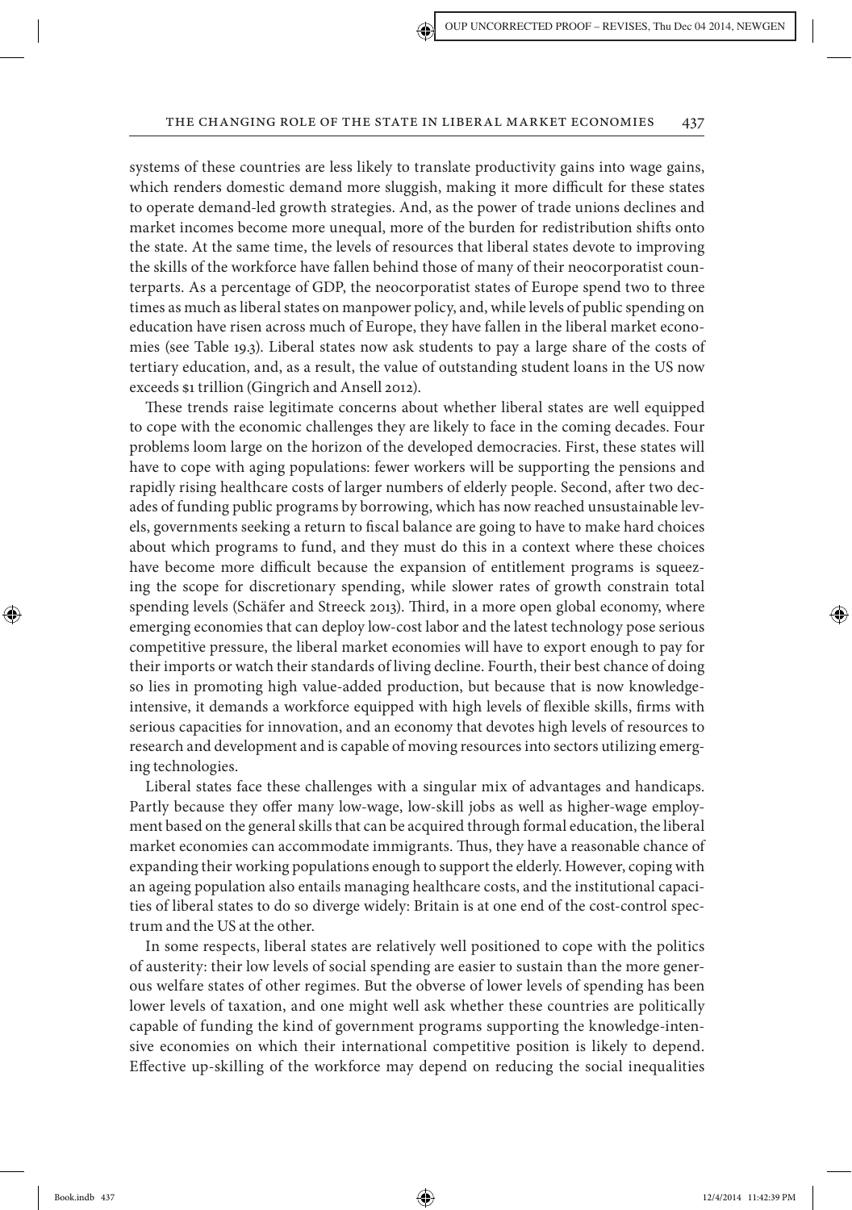systems of these countries are less likely to translate productivity gains into wage gains, which renders domestic demand more sluggish, making it more difficult for these states to operate demand-led growth strategies. And, as the power of trade unions declines and market incomes become more unequal, more of the burden for redistribution shifts onto the state. At the same time, the levels of resources that liberal states devote to improving the skills of the workforce have fallen behind those of many of their neocorporatist counterparts. As a percentage of GDP, the neocorporatist states of Europe spend two to three times as much as liberal states on manpower policy, and, while levels of public spending on education have risen across much of Europe, they have fallen in the liberal market economies (see Table 19.3). Liberal states now ask students to pay a large share of the costs of tertiary education, and, as a result, the value of outstanding student loans in the US now exceeds $1 trillion (Gingrich and Ansell 2012).

These trends raise legitimate concerns about whether liberal states are well equipped to cope with the economic challenges they are likely to face in the coming decades. Four problems loom large on the horizon of the developed democracies. First, these states will have to cope with aging populations: fewer workers will be supporting the pensions and rapidly rising healthcare costs of larger numbers of elderly people. Second, after two decades of funding public programs by borrowing, which has now reached unsustainable levels, governments seeking a return to fiscal balance are going to have to make hard choices about which programs to fund, and they must do this in a context where these choices have become more difficult because the expansion of entitlement programs is squeezing the scope for discretionary spending, while slower rates of growth constrain total spending levels (Schäfer and Streeck 2013). Third, in a more open global economy, where emerging economies that can deploy low-cost labor and the latest technology pose serious competitive pressure, the liberal market economies will have to export enough to pay for their imports or watch their standards of living decline. Fourth, their best chance of doing so lies in promoting high value-added production, but because that is now knowledge-intensive, it demands a workforce equipped with high levels of flexible skills, firms with serious capacities for innovation, and an economy that devotes high levels of resources to research and development and is capable of moving resources into sectors utilizing emerging technologies.

Liberal states face these challenges with a singular mix of advantages and handicaps. Partly because they offer many low-wage, low-skill jobs as well as higher-wage employment based on the general skills that can be acquired through formal education, the liberal market economies can accommodate immigrants. Thus, they have a reasonable chance of expanding their working populations enough to support the elderly. However, coping with an ageing population also entails managing healthcare costs, and the institutional capacities of liberal states to do so diverge widely: Britain is at one end of the cost-control spectrum and the US at the other.

In some respects, liberal states are relatively well positioned to cope with the politics of austerity: their low levels of social spending are easier to sustain than the more generous welfare states of other regimes. But the obverse of lower levels of spending has been lower levels of taxation, and one might well ask whether these countries are politically capable of funding the kind of government programs supporting the knowledge-intensive economies on which their international competitive position is likely to depend. Effective up-skilling of the workforce may depend on reducing the social inequalities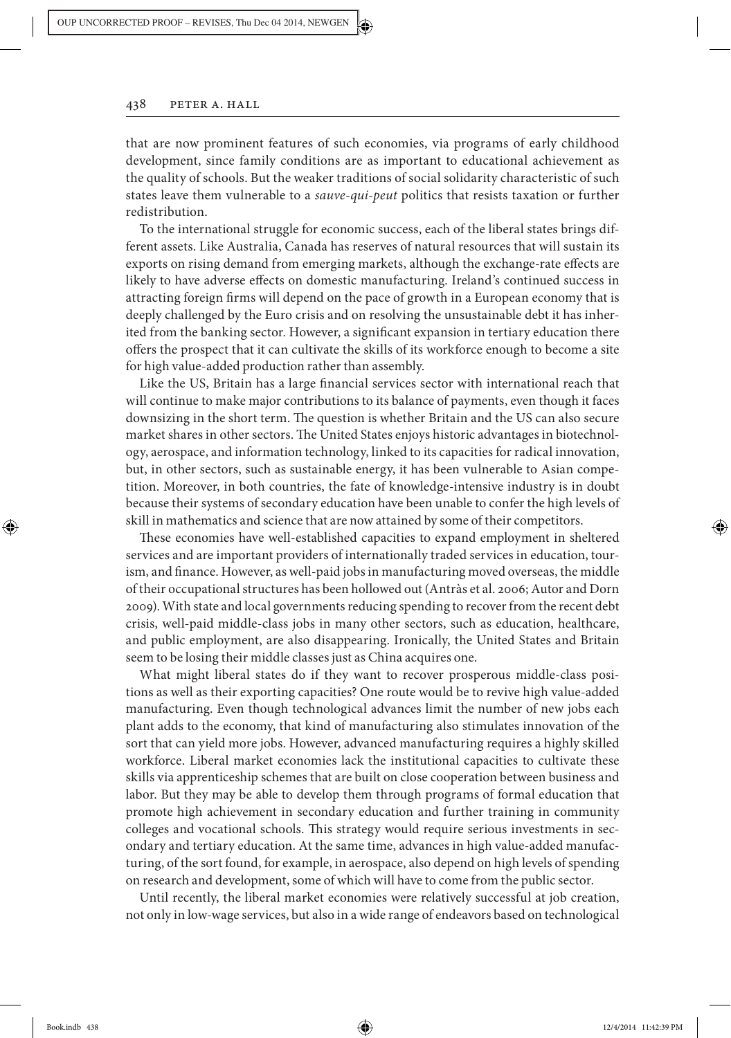that are now prominent features of such economies, via programs of early childhood development, since family conditions are as important to educational achievement as the quality of schools. But the weaker traditions of social solidarity characteristic of such states leave them vulnerable to a *sauve-qui-peut* politics that resists taxation or further redistribution.

To the international struggle for economic success, each of the liberal states brings different assets. Like Australia, Canada has reserves of natural resources that will sustain its exports on rising demand from emerging markets, although the exchange-rate effects are likely to have adverse effects on domestic manufacturing. Ireland's continued success in attracting foreign firms will depend on the pace of growth in a European economy that is deeply challenged by the Euro crisis and on resolving the unsustainable debt it has inherited from the banking sector. However, a significant expansion in tertiary education there offers the prospect that it can cultivate the skills of its workforce enough to become a site for high value-added production rather than assembly.

Like the US, Britain has a large financial services sector with international reach that will continue to make major contributions to its balance of payments, even though it faces downsizing in the short term. The question is whether Britain and the US can also secure market shares in other sectors. The United States enjoys historic advantages in biotechnology, aerospace, and information technology, linked to its capacities for radical innovation, but, in other sectors, such as sustainable energy, it has been vulnerable to Asian competition. Moreover, in both countries, the fate of knowledge-intensive industry is in doubt because their systems of secondary education have been unable to confer the high levels of skill in mathematics and science that are now attained by some of their competitors.

These economies have well-established capacities to expand employment in sheltered services and are important providers of internationally traded services in education, tourism, and finance. However, as well-paid jobs in manufacturing moved overseas, the middle of their occupational structures has been hollowed out (Antràs et al. 2006; Autor and Dorn 2009). With state and local governments reducing spending to recover from the recent debt crisis, well-paid middle-class jobs in many other sectors, such as education, healthcare, and public employment, are also disappearing. Ironically, the United States and Britain seem to be losing their middle classes just as China acquires one.

What might liberal states do if they want to recover prosperous middle-class positions as well as their exporting capacities? One route would be to revive high value-added manufacturing. Even though technological advances limit the number of new jobs each plant adds to the economy, that kind of manufacturing also stimulates innovation of the sort that can yield more jobs. However, advanced manufacturing requires a highly skilled workforce. Liberal market economies lack the institutional capacities to cultivate these skills via apprenticeship schemes that are built on close cooperation between business and labor. But they may be able to develop them through programs of formal education that promote high achievement in secondary education and further training in community colleges and vocational schools. This strategy would require serious investments in secondary and tertiary education. At the same time, advances in high value-added manufacturing, of the sort found, for example, in aerospace, also depend on high levels of spending on research and development, some of which will have to come from the public sector.

Until recently, the liberal market economies were relatively successful at job creation, not only in low-wage services, but also in a wide range of endeavors based on technological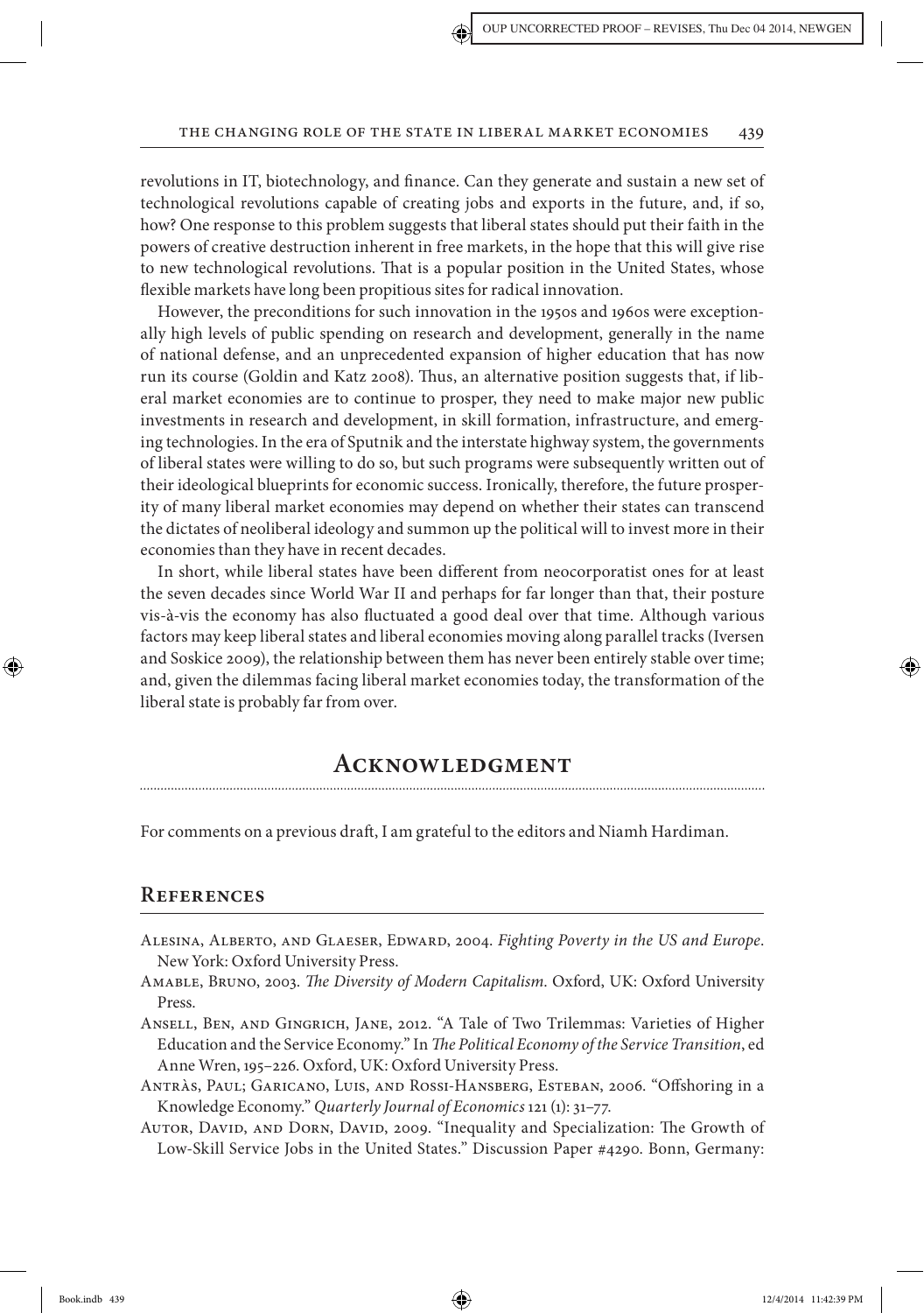revolutions in IT, biotechnology, and finance. Can they generate and sustain a new set of technological revolutions capable of creating jobs and exports in the future, and, if so, how? One response to this problem suggests that liberal states should put their faith in the powers of creative destruction inherent in free markets, in the hope that this will give rise to new technological revolutions. That is a popular position in the United States, whose flexible markets have long been propitious sites for radical innovation.

However, the preconditions for such innovation in the 1950s and 1960s were exceptionally high levels of public spending on research and development, generally in the name of national defense, and an unprecedented expansion of higher education that has now run its course (Goldin and Katz 2008). Thus, an alternative position suggests that, if liberal market economies are to continue to prosper, they need to make major new public investments in research and development, in skill formation, infrastructure, and emerging technologies. In the era of Sputnik and the interstate highway system, the governments of liberal states were willing to do so, but such programs were subsequently written out of their ideological blueprints for economic success. Ironically, therefore, the future prosperity of many liberal market economies may depend on whether their states can transcend the dictates of neoliberal ideology and summon up the political will to invest more in their economies than they have in recent decades.

In short, while liberal states have been different from neocorporatist ones for at least the seven decades since World War II and perhaps for far longer than that, their posture vis-à-vis the economy has also fluctuated a good deal over that time. Although various factors may keep liberal states and liberal economies moving along parallel tracks (Iversen and Soskice 2009), the relationship between them has never been entirely stable over time; and, given the dilemmas facing liberal market economies today, the transformation of the liberal state is probably far from over.

## Acknowledgment

For comments on a previous draft, I am grateful to the editors and Niamh Hardiman.

## References

Alesina, Alberto, and Glaeser, Edward, 2004. *Fighting Poverty in the US and Europe*. New York: Oxford University Press.

Amable, Bruno, 2003. *The Diversity of Modern Capitalism*. Oxford, UK: Oxford University Press.

Ansell, Ben, and Gingrich, Jane, 2012. "A Tale of Two Trilemmas: Varieties of Higher Education and the Service Economy." In *The Political Economy of the Service Transition*, ed Anne Wren, 195–226. Oxford, UK: Oxford University Press.

Antràs, Paul; Garicano, Luis, and Rossi-Hansberg, Esteban, 2006. "Offshoring in a Knowledge Economy." *Quarterly Journal of Economics* 121 (1): 31–77.

Autor, David, and Dorn, David, 2009. "Inequality and Specialization: The Growth of Low-Skill Service Jobs in the United States." Discussion Paper #4290. Bonn, Germany: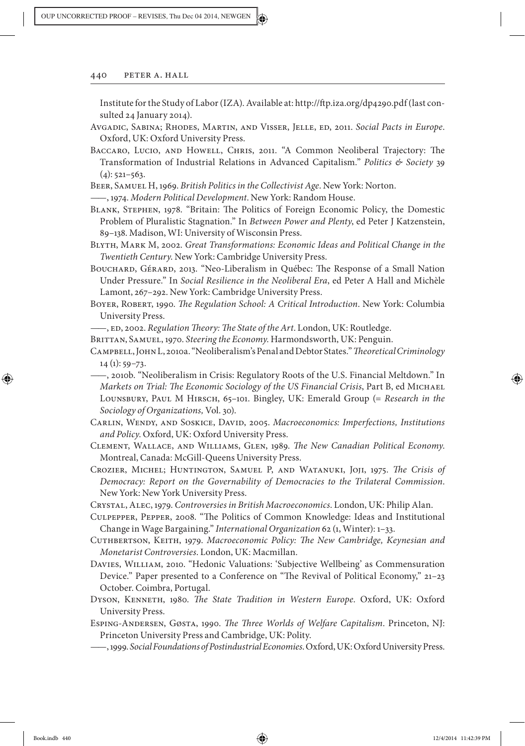Institute for the Study of Labor (IZA). Available at: http://ftp.iza.org/dp4290.pdf (last consulted 24 January 2014).

Avgadic, Sabina; Rhodes, Martin, and Visser, Jelle, ed, 2011. *Social Pacts in Europe*. Oxford, UK: Oxford University Press.

Baccaro, Lucio, and Howell, Chris, 2011. "A Common Neoliberal Trajectory: The Transformation of Industrial Relations in Advanced Capitalism." *Politics & Society* 39 (4): 521–563.

Beer, Samuel H, 1969. *British Politics in the Collectivist Age*. New York: Norton.

——, 1974. *Modern Political Development*. New York: Random House.

Blank, Stephen, 1978. "Britain: The Politics of Foreign Economic Policy, the Domestic Problem of Pluralistic Stagnation." In *Between Power and Plenty*, ed Peter J Katzenstein, 89–138. Madison, WI: University of Wisconsin Press.

Blyth, Mark M, 2002. *Great Transformations: Economic Ideas and Political Change in the Twentieth Century*. New York: Cambridge University Press.

Bouchard, Gérard, 2013. "Neo-Liberalism in Québec: The Response of a Small Nation Under Pressure." In *Social Resilience in the Neoliberal Era*, ed Peter A Hall and Michèle Lamont, 267–292. New York: Cambridge University Press.

Boyer, Robert, 1990. *The Regulation School: A Critical Introduction*. New York: Columbia University Press.

——, ed, 2002. *Regulation Theory: The State of the Art*. London, UK: Routledge.

Brittan, Samuel, 1970. *Steering the Economy*. Harmondsworth, UK: Penguin.

Campbell, John L, 2010a. "Neoliberalism's Penal and Debtor States." *Theoretical Criminology* 14 (1): 59–73.

——, 2010b. "Neoliberalism in Crisis: Regulatory Roots of the U.S. Financial Meltdown." In *Markets on Trial: The Economic Sociology of the US Financial Crisis*, Part B, ed Michael Lounsbury, Paul M Hirsch, 65–101. Bingley, UK: Emerald Group (= *Research in the Sociology of Organizations,* Vol. 30).

Carlin, Wendy, and Soskice, David, 2005. *Macroeconomics: Imperfections, Institutions and Policy*. Oxford, UK: Oxford University Press.

Clement, Wallace, and Williams, Glen, 1989. *The New Canadian Political Economy*. Montreal, Canada: McGill-Queens University Press.

Crozier, Michel; Huntington, Samuel P, and Watanuki, Joji, 1975. *The Crisis of Democracy: Report on the Governability of Democracies to the Trilateral Commission*. New York: New York University Press.

Crystal, Alec, 1979. *Controversies in British Macroeconomics*. London, UK: Philip Alan.

Culpepper, Pepper, 2008. "The Politics of Common Knowledge: Ideas and Institutional Change in Wage Bargaining." *International Organization* 62 (1, Winter): 1–33.

Cuthbertson, Keith, 1979. *Macroeconomic Policy: The New Cambridge, Keynesian and Monetarist Controversies*. London, UK: Macmillan.

Davies, William, 2010. "Hedonic Valuations: 'Subjective Wellbeing' as Commensuration Device." Paper presented to a Conference on "The Revival of Political Economy," 21–23 October. Coimbra, Portugal.

Dyson, Kenneth, 1980. *The State Tradition in Western Europe*. Oxford, UK: Oxford University Press.

Esping-Andersen, Gøsta, 1990. *The Three Worlds of Welfare Capitalism*. Princeton, NJ: Princeton University Press and Cambridge, UK: Polity.

——, 1999. *Social Foundations of Postindustrial Economies*. Oxford, UK: Oxford University Press.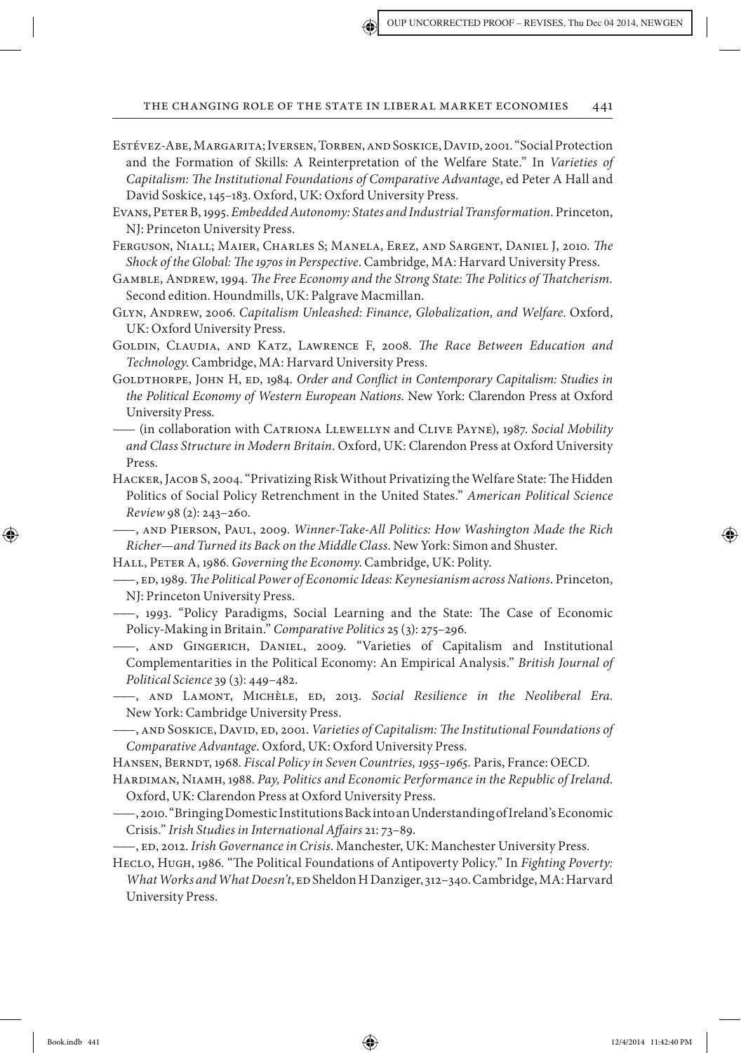Estévez-Abe, Margarita; Iversen, Torben, and Soskice, David, 2001. "Social Protection and the Formation of Skills: A Reinterpretation of the Welfare State." In *Varieties of Capitalism: The Institutional Foundations of Comparative Advantage*, ed Peter A Hall and David Soskice, 145–183. Oxford, UK: Oxford University Press.

Evans, Peter B, 1995. *Embedded Autonomy: States and Industrial Transformation*. Princeton, NJ: Princeton University Press.

Ferguson, Niall; Maier, Charles S; Manela, Erez, and Sargent, Daniel J, 2010. *The Shock of the Global: The 1970s in Perspective*. Cambridge, MA: Harvard University Press.

Gamble, Andrew, 1994. *The Free Economy and the Strong State: The Politics of Thatcherism*. Second edition. Houndmills, UK: Palgrave Macmillan.

Glyn, Andrew, 2006. *Capitalism Unleashed: Finance, Globalization, and Welfare*. Oxford, UK: Oxford University Press.

Goldin, Claudia, and Katz, Lawrence F, 2008. *The Race Between Education and Technology*. Cambridge, MA: Harvard University Press.

Goldthorpe, John H, ed, 1984. *Order and Conflict in Contemporary Capitalism: Studies in the Political Economy of Western European Nations*. New York: Clarendon Press at Oxford University Press.

—— (in collaboration with Catriona Llewellyn and Clive Payne), 1987. *Social Mobility and Class Structure in Modern Britain*. Oxford, UK: Clarendon Press at Oxford University Press.

Hacker, Jacob S, 2004. "Privatizing Risk Without Privatizing the Welfare State: The Hidden Politics of Social Policy Retrenchment in the United States." *American Political Science Review* 98 (2): 243–260.

——, and Pierson, Paul, 2009. *Winner-Take-All Politics: How Washington Made the Rich Richer—and Turned its Back on the Middle Class*. New York: Simon and Shuster.

Hall, Peter A, 1986. *Governing the Economy*. Cambridge, UK: Polity.

——, ed, 1989. *The Political Power of Economic Ideas: Keynesianism across Nations*. Princeton, NJ: Princeton University Press.

——, 1993. "Policy Paradigms, Social Learning and the State: The Case of Economic Policy-Making in Britain." *Comparative Politics* 25 (3): 275–296.

——, and Gingerich, Daniel, 2009. "Varieties of Capitalism and Institutional Complementarities in the Political Economy: An Empirical Analysis." *British Journal of Political Science* 39 (3): 449–482.

——, and Lamont, Michèle, ed, 2013. *Social Resilience in the Neoliberal Era*. New York: Cambridge University Press.

——, and Soskice, David, ed, 2001. *Varieties of Capitalism: The Institutional Foundations of Comparative Advantage*. Oxford, UK: Oxford University Press.

Hansen, Berndt, 1968. *Fiscal Policy in Seven Countries, 1955–1965*. Paris, France: OECD.

Hardiman, Niamh, 1988. *Pay, Politics and Economic Performance in the Republic of Ireland*. Oxford, UK: Clarendon Press at Oxford University Press.

——, 2010. "Bringing Domestic Institutions Back into an Understanding of Ireland's Economic Crisis." *Irish Studies in International Affairs* 21: 73–89.

——, ed, 2012. *Irish Governance in Crisis*. Manchester, UK: Manchester University Press.

Heclo, Hugh, 1986. "The Political Foundations of Antipoverty Policy." In *Fighting Poverty: What Works and What Doesn't*, ed Sheldon H Danziger, 312–340. Cambridge, MA: Harvard University Press.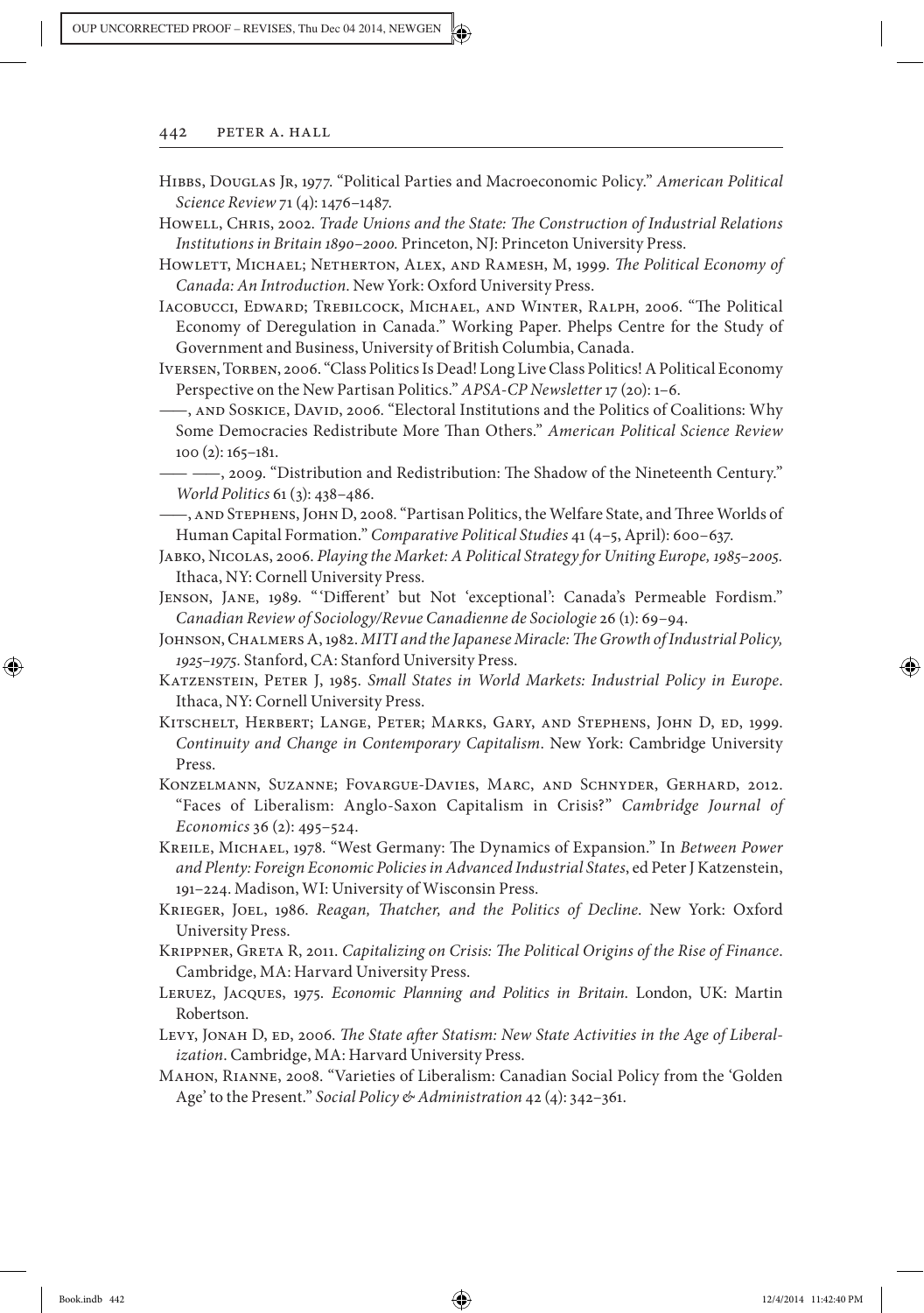Hibbs, Douglas Jr, 1977. "Political Parties and Macroeconomic Policy." *American Political Science Review* 71 (4): 1476–1487.

Howell, Chris, 2002. *Trade Unions and the State: The Construction of Industrial Relations Institutions in Britain 1890–2000.* Princeton, NJ: Princeton University Press.

Howlett, Michael; Netherton, Alex, and Ramesh, M, 1999. *The Political Economy of Canada: An Introduction.* New York: Oxford University Press.

Iacobucci, Edward; Trebilcock, Michael, and Winter, Ralph, 2006. "The Political Economy of Deregulation in Canada." Working Paper. Phelps Centre for the Study of Government and Business, University of British Columbia, Canada.

Iversen, Torben, 2006. "Class Politics Is Dead! Long Live Class Politics! A Political Economy Perspective on the New Partisan Politics." *APSA-CP Newsletter* 17 (20): 1–6.

——, and Soskice, David, 2006. "Electoral Institutions and the Politics of Coalitions: Why Some Democracies Redistribute More Than Others." *American Political Science Review* 100 (2): 165–181.

—— ——, 2009. "Distribution and Redistribution: The Shadow of the Nineteenth Century." *World Politics* 61 (3): 438–486.

——, and Stephens, John D, 2008. "Partisan Politics, the Welfare State, and Three Worlds of Human Capital Formation." *Comparative Political Studies* 41 (4–5, April): 600–637.

Jabko, Nicolas, 2006. *Playing the Market: A Political Strategy for Uniting Europe, 1985–2005.* Ithaca, NY: Cornell University Press.

Jenson, Jane, 1989. "'Different' but Not 'exceptional': Canada's Permeable Fordism." *Canadian Review of Sociology/Revue Canadienne de Sociologie* 26 (1): 69–94.

Johnson, Chalmers A, 1982. *MITI and the Japanese Miracle: The Growth of Industrial Policy, 1925–1975.* Stanford, CA: Stanford University Press.

Katzenstein, Peter J, 1985. *Small States in World Markets: Industrial Policy in Europe.* Ithaca, NY: Cornell University Press.

Kitschelt, Herbert; Lange, Peter; Marks, Gary, and Stephens, John D, ed, 1999. *Continuity and Change in Contemporary Capitalism.* New York: Cambridge University Press.

Konzelmann, Suzanne; Fovargue-Davies, Marc, and Schnyder, Gerhard, 2012. "Faces of Liberalism: Anglo-Saxon Capitalism in Crisis?" *Cambridge Journal of Economics* 36 (2): 495–524.

Kreile, Michael, 1978. "West Germany: The Dynamics of Expansion." In *Between Power and Plenty: Foreign Economic Policies in Advanced Industrial States*, ed Peter J Katzenstein, 191–224. Madison, WI: University of Wisconsin Press.

Krieger, Joel, 1986. *Reagan, Thatcher, and the Politics of Decline.* New York: Oxford University Press.

Krippner, Greta R, 2011. *Capitalizing on Crisis: The Political Origins of the Rise of Finance.* Cambridge, MA: Harvard University Press.

Leruez, Jacques, 1975. *Economic Planning and Politics in Britain.* London, UK: Martin Robertson.

Levy, Jonah D, ed, 2006. *The State after Statism: New State Activities in the Age of Liberalization.* Cambridge, MA: Harvard University Press.

Mahon, Rianne, 2008. "Varieties of Liberalism: Canadian Social Policy from the 'Golden Age' to the Present." *Social Policy & Administration* 42 (4): 342–361.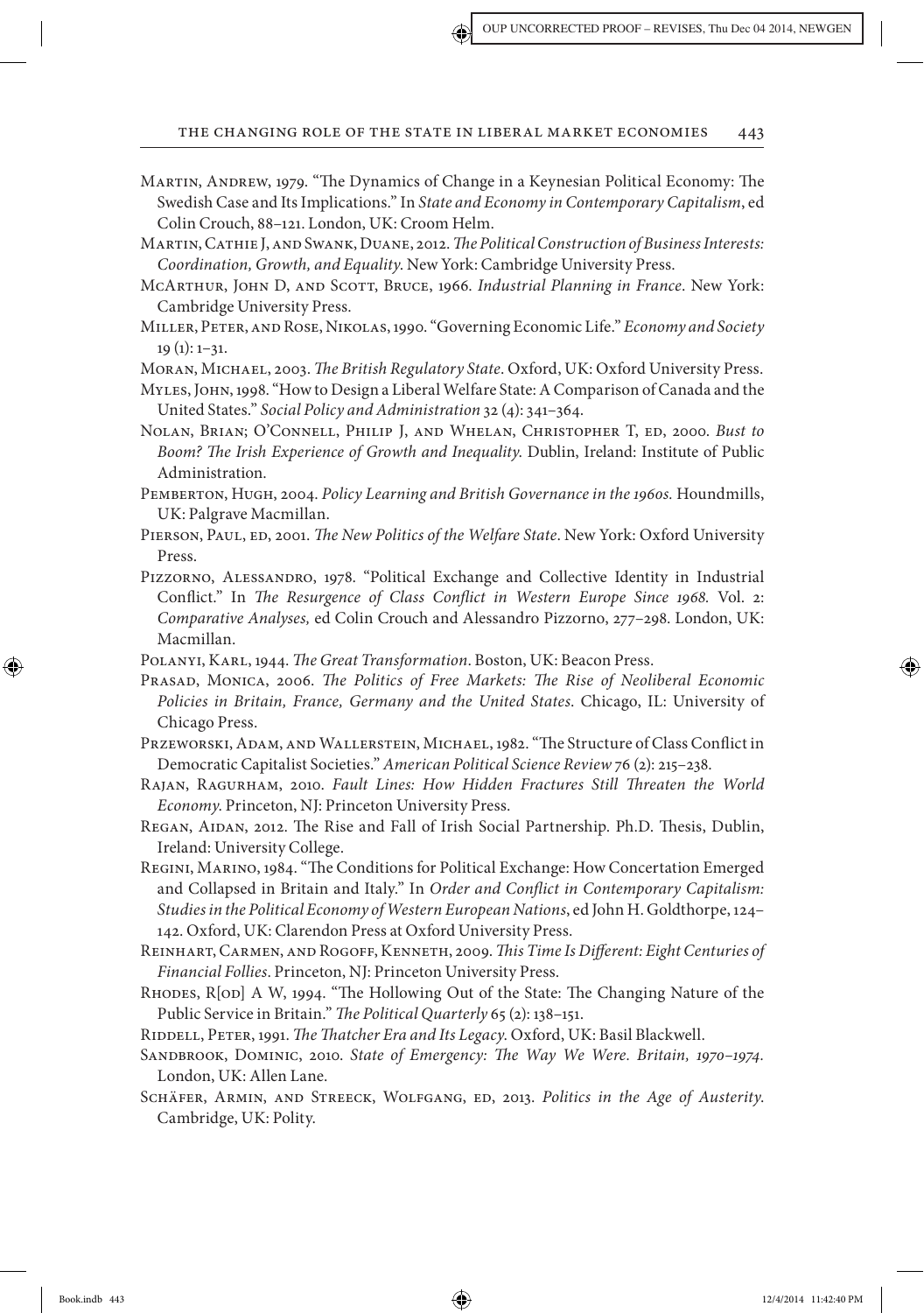Martin, Andrew, 1979. "The Dynamics of Change in a Keynesian Political Economy: The Swedish Case and Its Implications." In *State and Economy in Contemporary Capitalism*, ed Colin Crouch, 88–121. London, UK: Croom Helm.

Martin, Cathie J, and Swank, Duane, 2012. *The Political Construction of Business Interests: Coordination, Growth, and Equality*. New York: Cambridge University Press.

McArthur, John D, and Scott, Bruce, 1966. *Industrial Planning in France*. New York: Cambridge University Press.

Miller, Peter, and Rose, Nikolas, 1990. "Governing Economic Life." *Economy and Society* 19 (1): 1–31.

Moran, Michael, 2003. *The British Regulatory State*. Oxford, UK: Oxford University Press.

Myles, John, 1998. "How to Design a Liberal Welfare State: A Comparison of Canada and the United States." *Social Policy and Administration* 32 (4): 341–364.

Nolan, Brian; O'Connell, Philip J, and Whelan, Christopher T, ed, 2000. *Bust to Boom? The Irish Experience of Growth and Inequality*. Dublin, Ireland: Institute of Public Administration.

Pemberton, Hugh, 2004. *Policy Learning and British Governance in the 1960s*. Houndmills, UK: Palgrave Macmillan.

Pierson, Paul, ed, 2001. *The New Politics of the Welfare State*. New York: Oxford University Press.

Pizzorno, Alessandro, 1978. "Political Exchange and Collective Identity in Industrial Conflict." In *The Resurgence of Class Conflict in Western Europe Since 1968*. Vol. 2: *Comparative Analyses,* ed Colin Crouch and Alessandro Pizzorno, 277–298. London, UK: Macmillan.

Polanyi, Karl, 1944. *The Great Transformation*. Boston, UK: Beacon Press.

Prasad, Monica, 2006. *The Politics of Free Markets: The Rise of Neoliberal Economic Policies in Britain, France, Germany and the United States*. Chicago, IL: University of Chicago Press.

Przeworski, Adam, and Wallerstein, Michael, 1982. "The Structure of Class Conflict in Democratic Capitalist Societies." *American Political Science Review* 76 (2): 215–238.

Rajan, Ragurham, 2010. *Fault Lines: How Hidden Fractures Still Threaten the World Economy*. Princeton, NJ: Princeton University Press.

Regan, Aidan, 2012. The Rise and Fall of Irish Social Partnership. Ph.D. Thesis, Dublin, Ireland: University College.

Regini, Marino, 1984. "The Conditions for Political Exchange: How Concertation Emerged and Collapsed in Britain and Italy." In *Order and Conflict in Contemporary Capitalism: Studies in the Political Economy of Western European Nations*, ed John H. Goldthorpe, 124–142. Oxford, UK: Clarendon Press at Oxford University Press.

Reinhart, Carmen, and Rogoff, Kenneth, 2009. *This Time Is Different: Eight Centuries of Financial Follies*. Princeton, NJ: Princeton University Press.

Rhodes, R[od] A W, 1994. "The Hollowing Out of the State: The Changing Nature of the Public Service in Britain." *The Political Quarterly* 65 (2): 138–151.

Riddell, Peter, 1991. *The Thatcher Era and Its Legacy*. Oxford, UK: Basil Blackwell.

Sandbrook, Dominic, 2010. *State of Emergency: The Way We Were. Britain, 1970–1974*. London, UK: Allen Lane.

Schäfer, Armin, and Streeck, Wolfgang, ed, 2013. *Politics in the Age of Austerity*. Cambridge, UK: Polity.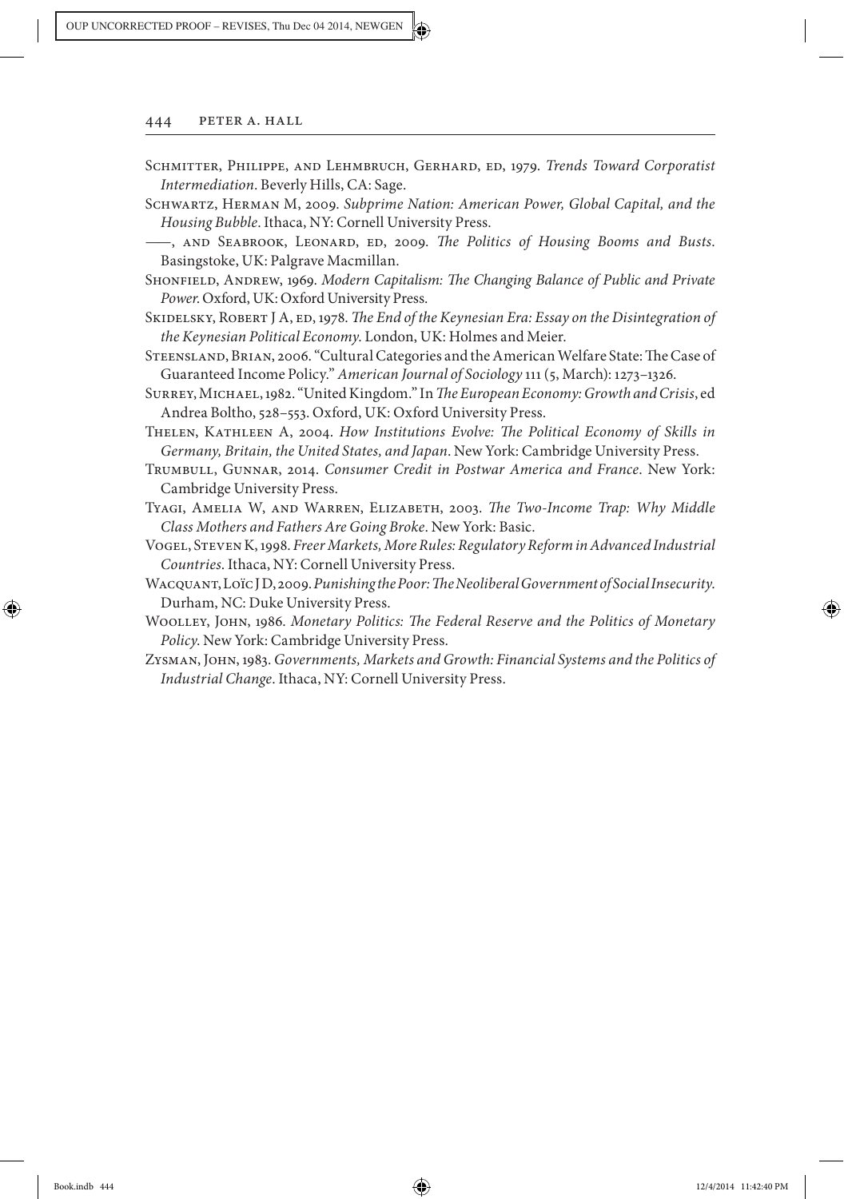Schmitter, Philippe, and Lehmbruch, Gerhard, ed, 1979. *Trends Toward Corporatist Intermediation*. Beverly Hills, CA: Sage.

Schwartz, Herman M, 2009. *Subprime Nation: American Power, Global Capital, and the Housing Bubble*. Ithaca, NY: Cornell University Press.

——, and Seabrook, Leonard, ed, 2009. *The Politics of Housing Booms and Busts*. Basingstoke, UK: Palgrave Macmillan.

Shonfield, Andrew, 1969. *Modern Capitalism: The Changing Balance of Public and Private Power*. Oxford, UK: Oxford University Press.

Skidelsky, Robert J A, ed, 1978. *The End of the Keynesian Era: Essay on the Disintegration of the Keynesian Political Economy*. London, UK: Holmes and Meier.

Steensland, Brian, 2006. "Cultural Categories and the American Welfare State: The Case of Guaranteed Income Policy." *American Journal of Sociology* 111 (5, March): 1273–1326.

Surrey, Michael, 1982. "United Kingdom." In *The European Economy: Growth and Crisis*, ed Andrea Boltho, 528–553. Oxford, UK: Oxford University Press.

Thelen, Kathleen A, 2004. *How Institutions Evolve: The Political Economy of Skills in Germany, Britain, the United States, and Japan*. New York: Cambridge University Press.

Trumbull, Gunnar, 2014. *Consumer Credit in Postwar America and France*. New York: Cambridge University Press.

Tyagi, Amelia W, and Warren, Elizabeth, 2003. *The Two-Income Trap: Why Middle Class Mothers and Fathers Are Going Broke*. New York: Basic.

Vogel, Steven K, 1998. *Freer Markets, More Rules: Regulatory Reform in Advanced Industrial Countries*. Ithaca, NY: Cornell University Press.

Wacquant, Loïc J D, 2009. *Punishing the Poor: The Neoliberal Government of Social Insecurity*. Durham, NC: Duke University Press.

Woolley, John, 1986. *Monetary Politics: The Federal Reserve and the Politics of Monetary Policy*. New York: Cambridge University Press.

Zysman, John, 1983. *Governments, Markets and Growth: Financial Systems and the Politics of Industrial Change*. Ithaca, NY: Cornell University Press.